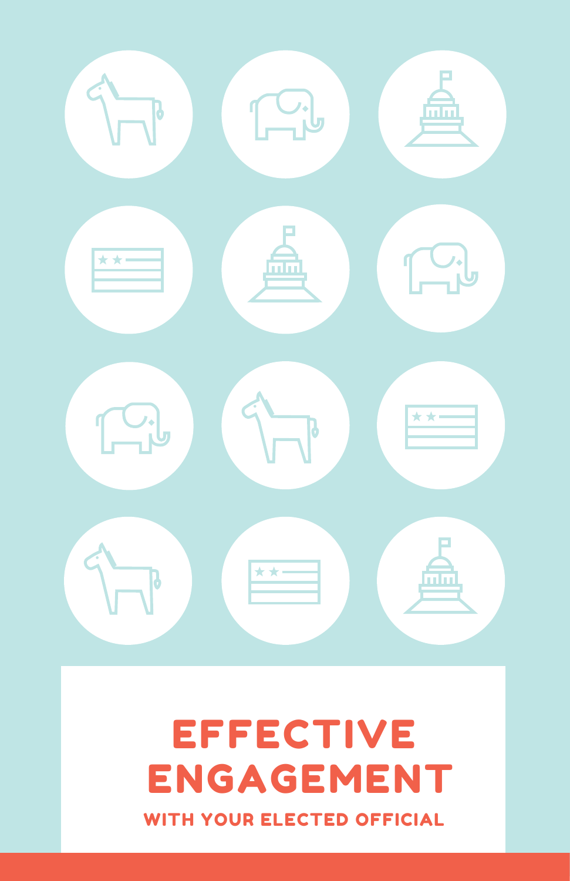# EFFECTIVE ENGAGEMENT

## WITH YOUR ELECTED OFFICIAL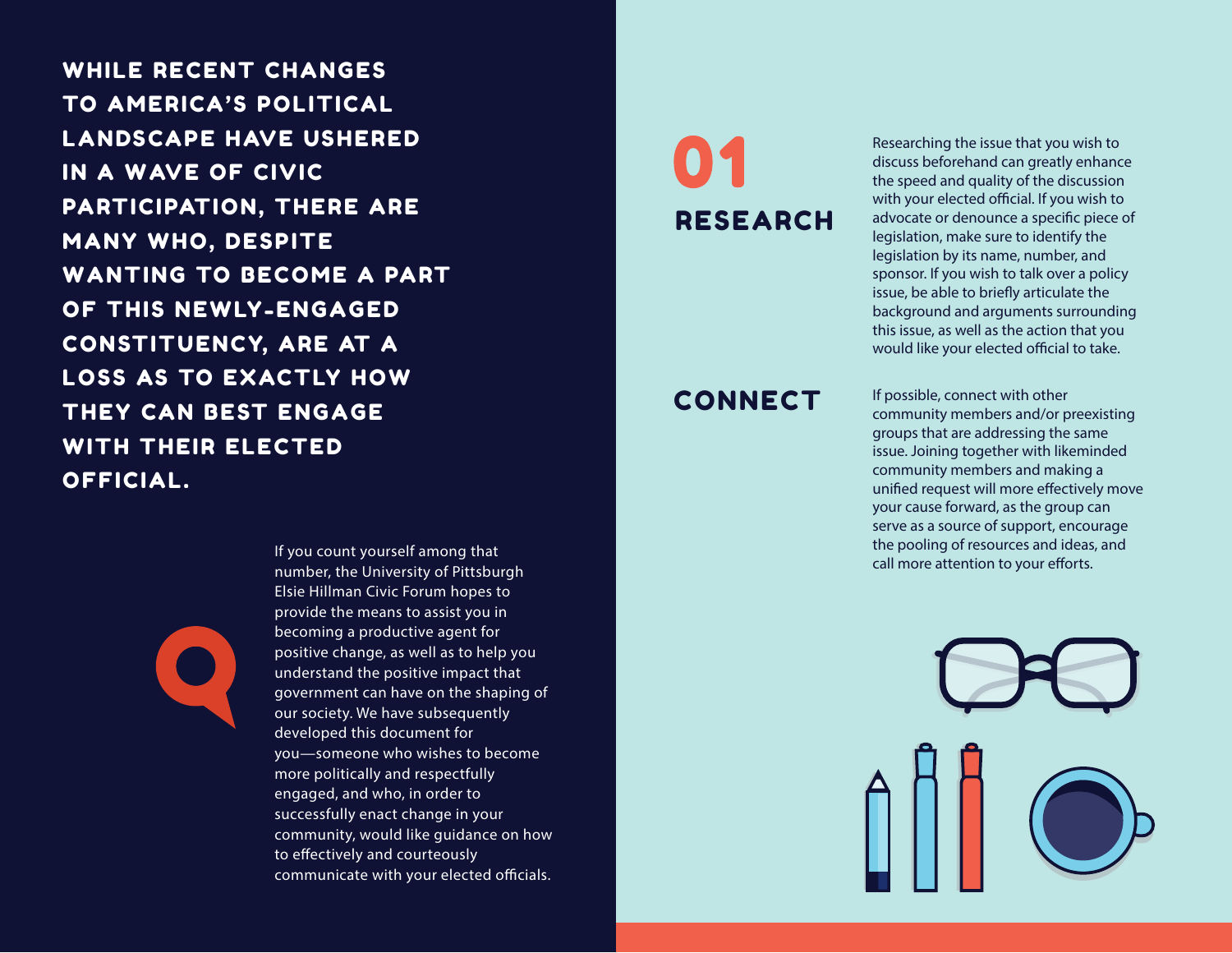**WHILE RECENT CHANGES TO AMERICA'S POLITICAL LANDSCAPE HAVE USHERED IN A WAVE OF CIVIC PARTICIPATION, THERE ARE MANY WHO, DESPITE WANTING TO BECOME A PART OF THIS NEWLY-ENGAGED CONSTITUENCY, ARE AT A LOSS AS TO EXACTLY HOW THEY CAN BEST ENGAGE WITH THEIR ELECTED OFFICIAL.**

If you count yourself among that number, the University of Pittsburgh Elsie Hillman Civic Forum hopes to provide the means to assist you in becoming a productive agent for positive change, as well as to help you understand the positive impact that government can have on the shaping of our society. We have subsequently developed this document for you—someone who wishes to become more politically and respectfully engaged, and who, in order to successfully enact change in your community, would like guidance on how to effectively and courteously communicate with your elected officials.

# 01

## RESEARCH

Researching the issue that you wish to discuss beforehand can greatly enhance the speed and quality of the discussion with your elected official. If you wish to advocate or denounce a specific piece of legislation, make sure to identify the legislation by its name, number, and sponsor. If you wish to talk over a policy issue, be able to briefly articulate the background and arguments surrounding this issue, as well as the action that you would like your elected official to take.

## CONNECT

If possible, connect with other community members and/or preexisting groups that are addressing the same issue. Joining together with likeminded community members and making a unified request will more effectively move your cause forward, as the group can serve as a source of support, encourage the pooling of resources and ideas, and call more attention to your efforts.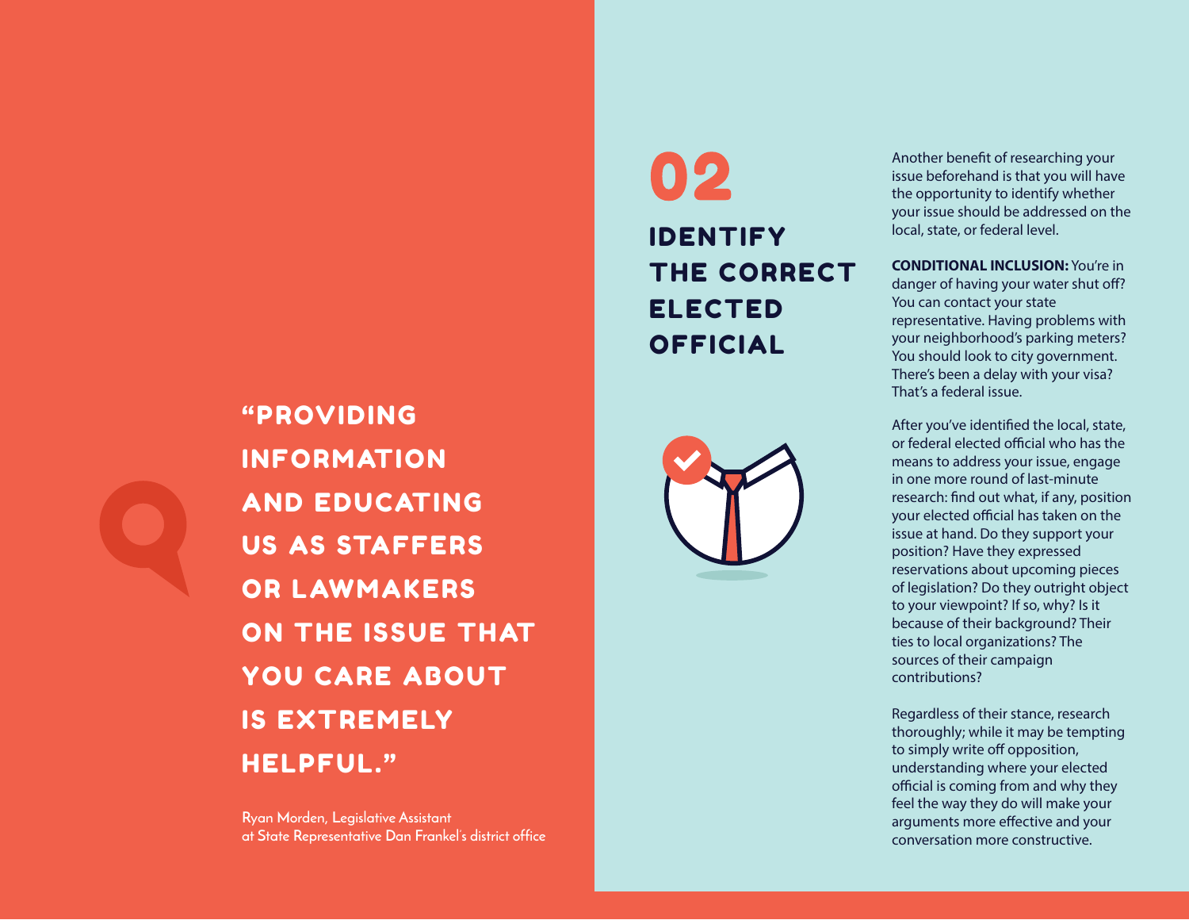> "PROVIDING INFORMATION AND EDUCATING US AS STAFFERS OR LAWMAKERS ON THE ISSUE THAT YOU CARE ABOUT IS EXTREMELY HELPFUL."

Ryan Morden, Legislative Assistant
at State Representative Dan Frankel's district office

## 02

## IDENTIFY THE CORRECT ELECTED OFFICIAL

Another benefit of researching your issue beforehand is that you will have the opportunity to identify whether your issue should be addressed on the local, state, or federal level.

**CONDITIONAL INCLUSION:** You're in danger of having your water shut off? You can contact your state representative. Having problems with your neighborhood's parking meters? You should look to city government. There's been a delay with your visa? That's a federal issue.

After you've identified the local, state, or federal elected official who has the means to address your issue, engage in one more round of last-minute research: find out what, if any, position your elected official has taken on the issue at hand. Do they support your position? Have they expressed reservations about upcoming pieces of legislation? Do they outright object to your viewpoint? If so, why? Is it because of their background? Their ties to local organizations? The sources of their campaign contributions?

Regardless of their stance, research thoroughly; while it may be tempting to simply write off opposition, understanding where your elected official is coming from and why they feel the way they do will make your arguments more effective and your conversation more constructive.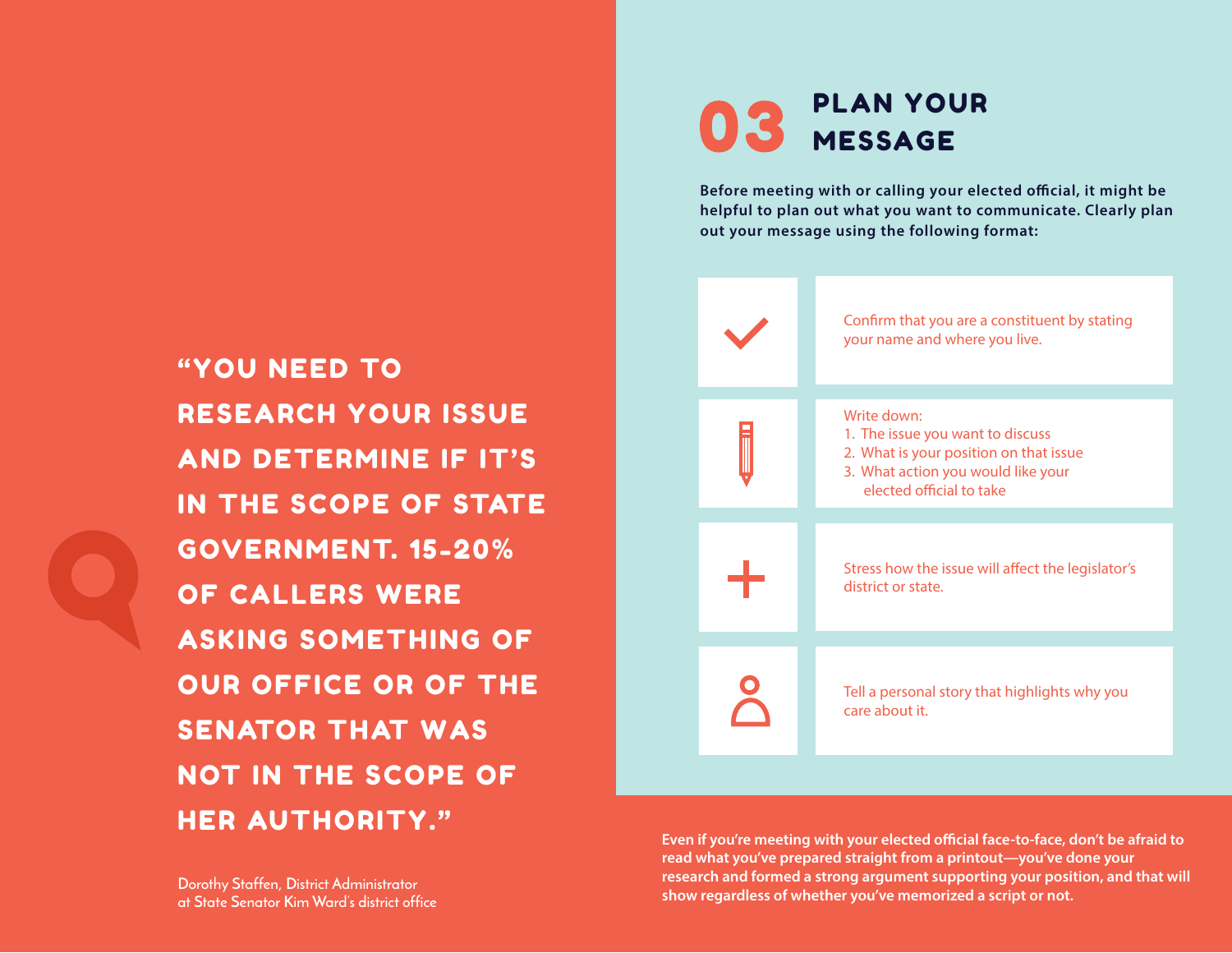> "YOU NEED TO RESEARCH YOUR ISSUE AND DETERMINE IF IT'S IN THE SCOPE OF STATE GOVERNMENT. 15-20% OF CALLERS WERE ASKING SOMETHING OF OUR OFFICE OR OF THE SENATOR THAT WAS NOT IN THE SCOPE OF HER AUTHORITY."

Dorothy Staffen, District Administrator
at State Senator Kim Ward's district office

## 03 PLAN YOUR MESSAGE

**Before meeting with or calling your elected official, it might be helpful to plan out what you want to communicate. Clearly plan out your message using the following format:**

- Confirm that you are a constituent by stating your name and where you live.
- Write down:
  1. The issue you want to discuss
  2. What is your position on that issue
  3. What action you would like your elected official to take
- Stress how the issue will affect the legislator's district or state.
- Tell a personal story that highlights why you care about it.

**Even if you're meeting with your elected official face-to-face, don't be afraid to read what you've prepared straight from a printout—you've done your research and formed a strong argument supporting your position, and that will show regardless of whether you've memorized a script or not.**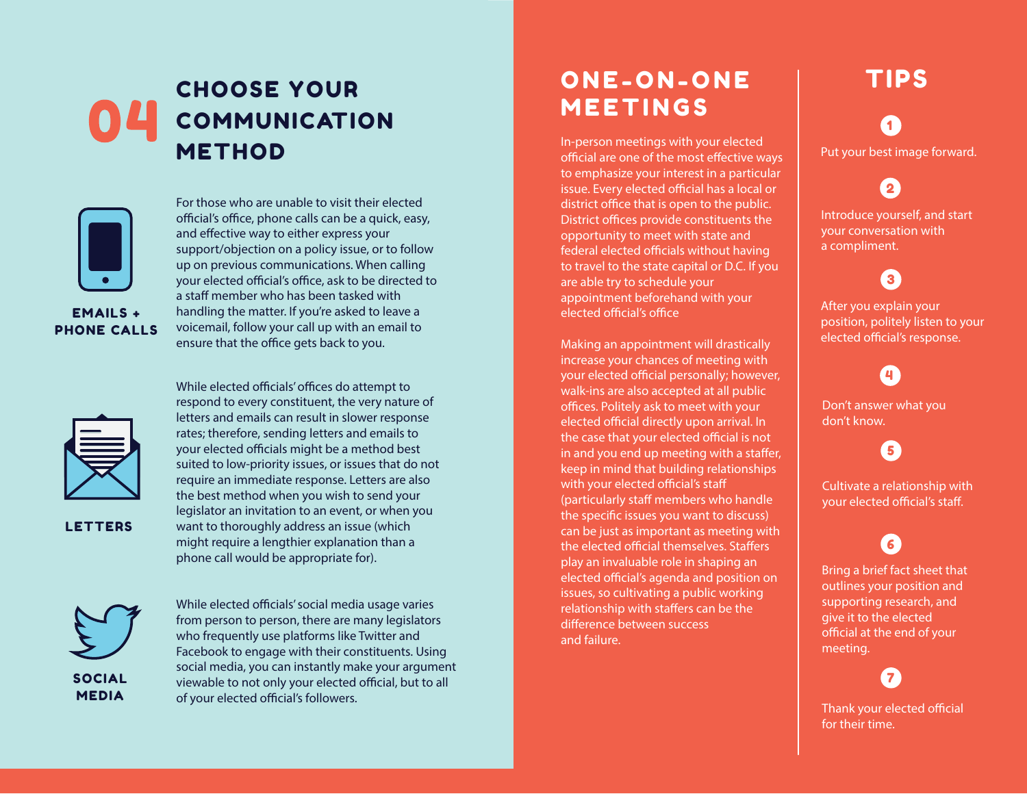# 04 CHOOSE YOUR COMMUNICATION METHOD

### EMAILS + PHONE CALLS

For those who are unable to visit their elected official's office, phone calls can be a quick, easy, and effective way to either express your support/objection on a policy issue, or to follow up on previous communications. When calling your elected official's office, ask to be directed to a staff member who has been tasked with handling the matter. If you're asked to leave a voicemail, follow your call up with an email to ensure that the office gets back to you.

### LETTERS

While elected officials' offices do attempt to respond to every constituent, the very nature of letters and emails can result in slower response rates; therefore, sending letters and emails to your elected officials might be a method best suited to low-priority issues, or issues that do not require an immediate response. Letters are also the best method when you wish to send your legislator an invitation to an event, or when you want to thoroughly address an issue (which might require a lengthier explanation than a phone call would be appropriate for).

### SOCIAL MEDIA

While elected officials' social media usage varies from person to person, there are many legislators who frequently use platforms like Twitter and Facebook to engage with their constituents. Using social media, you can instantly make your argument viewable to not only your elected official, but to all of your elected official's followers.

## ONE-ON-ONE MEETINGS

In-person meetings with your elected official are one of the most effective ways to emphasize your interest in a particular issue. Every elected official has a local or district office that is open to the public. District offices provide constituents the opportunity to meet with state and federal elected officials without having to travel to the state capital or D.C. If you are able try to schedule your appointment beforehand with your elected official's office

Making an appointment will drastically increase your chances of meeting with your elected official personally; however, walk-ins are also accepted at all public offices. Politely ask to meet with your elected official directly upon arrival. In the case that your elected official is not in and you end up meeting with a staffer, keep in mind that building relationships with your elected official's staff (particularly staff members who handle the specific issues you want to discuss) can be just as important as meeting with the elected official themselves. Staffers play an invaluable role in shaping an elected official's agenda and position on issues, so cultivating a public working relationship with staffers can be the difference between success and failure.

## TIPS

1. Put your best image forward.
2. Introduce yourself, and start your conversation with a compliment.
3. After you explain your position, politely listen to your elected official's response.
4. Don't answer what you don't know.
5. Cultivate a relationship with your elected official's staff.
6. Bring a brief fact sheet that outlines your position and supporting research, and give it to the elected official at the end of your meeting.
7. Thank your elected official for their time.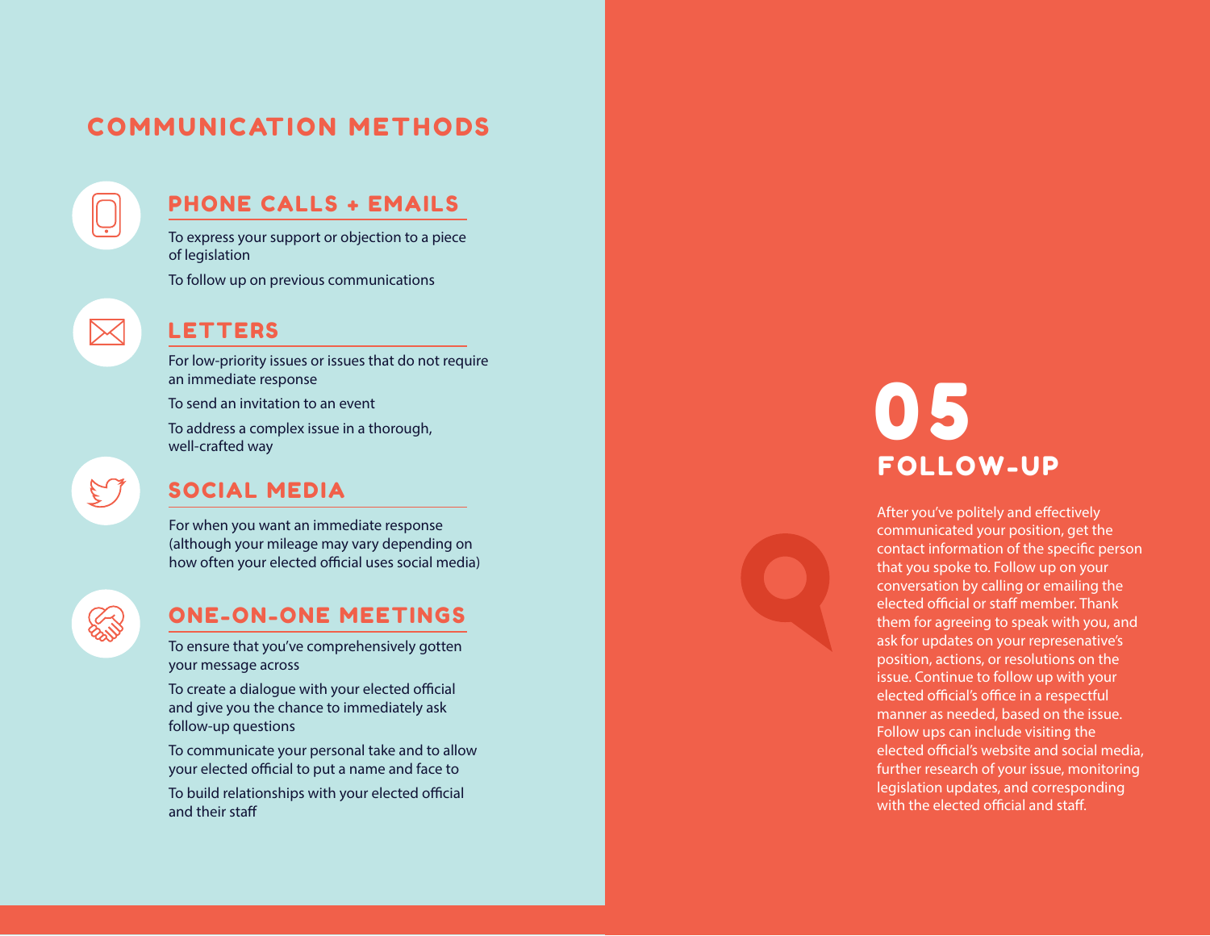## COMMUNICATION METHODS

### PHONE CALLS + EMAILS

To express your support or objection to a piece of legislation

To follow up on previous communications

### LETTERS

For low-priority issues or issues that do not require an immediate response

To send an invitation to an event

To address a complex issue in a thorough, well-crafted way

### SOCIAL MEDIA

For when you want an immediate response (although your mileage may vary depending on how often your elected official uses social media)

### ONE-ON-ONE MEETINGS

To ensure that you've comprehensively gotten your message across

To create a dialogue with your elected official and give you the chance to immediately ask follow-up questions

To communicate your personal take and to allow your elected official to put a name and face to

To build relationships with your elected official and their staff

# 05 FOLLOW-UP

After you've politely and effectively communicated your position, get the contact information of the specific person that you spoke to. Follow up on your conversation by calling or emailing the elected official or staff member. Thank them for agreeing to speak with you, and ask for updates on your represenative's position, actions, or resolutions on the issue. Continue to follow up with your elected official's office in a respectful manner as needed, based on the issue. Follow ups can include visiting the elected official's website and social media, further research of your issue, monitoring legislation updates, and corresponding with the elected official and staff.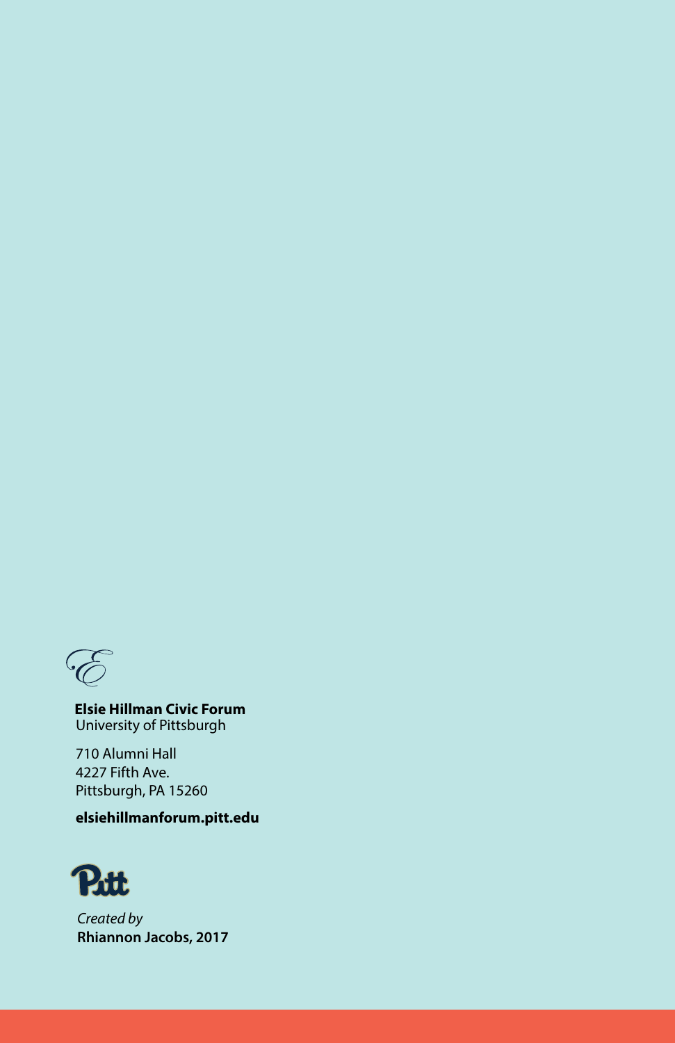**Elsie Hillman Civic Forum**
University of Pittsburgh

710 Alumni Hall
4227 Fifth Ave.
Pittsburgh, PA 15260

**elsiehillmanforum.pitt.edu**

*Created by*
**Rhiannon Jacobs, 2017**